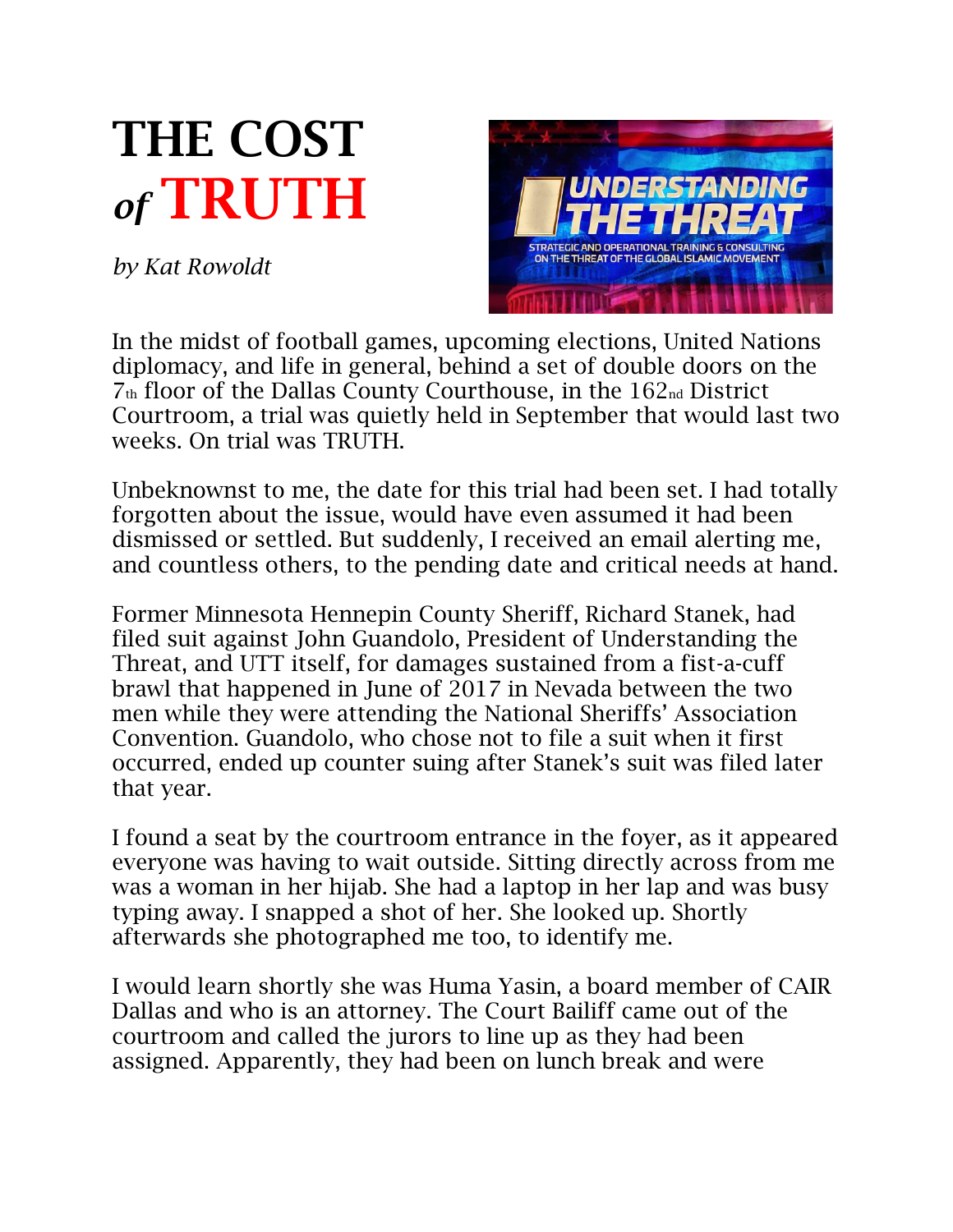# THE COST *of* TRUTH

*by Kat Rowoldt*

In the midst of football games, upcoming elections, United Nations diplomacy, and life in general, behind a set of double doors on the 7th floor of the Dallas County Courthouse, in the 162nd District Courtroom, a trial was quietly held in September that would last two weeks. On trial was TRUTH.

Unbeknownst to me, the date for this trial had been set. I had totally forgotten about the issue, would have even assumed it had been dismissed or settled. But suddenly, I received an email alerting me, and countless others, to the pending date and critical needs at hand.

Former Minnesota Hennepin County Sheriff, Richard Stanek, had filed suit against John Guandolo, President of Understanding the Threat, and UTT itself, for damages sustained from a fist-a-cuff brawl that happened in June of 2017 in Nevada between the two men while they were attending the National Sheriffs' Association Convention. Guandolo, who chose not to file a suit when it first occurred, ended up counter suing after Stanek's suit was filed later that year.

I found a seat by the courtroom entrance in the foyer, as it appeared everyone was having to wait outside. Sitting directly across from me was a woman in her hijab. She had a laptop in her lap and was busy typing away. I snapped a shot of her. She looked up. Shortly afterwards she photographed me too, to identify me.

I would learn shortly she was Huma Yasin, a board member of CAIR Dallas and who is an attorney. The Court Bailiff came out of the courtroom and called the jurors to line up as they had been assigned. Apparently, they had been on lunch break and were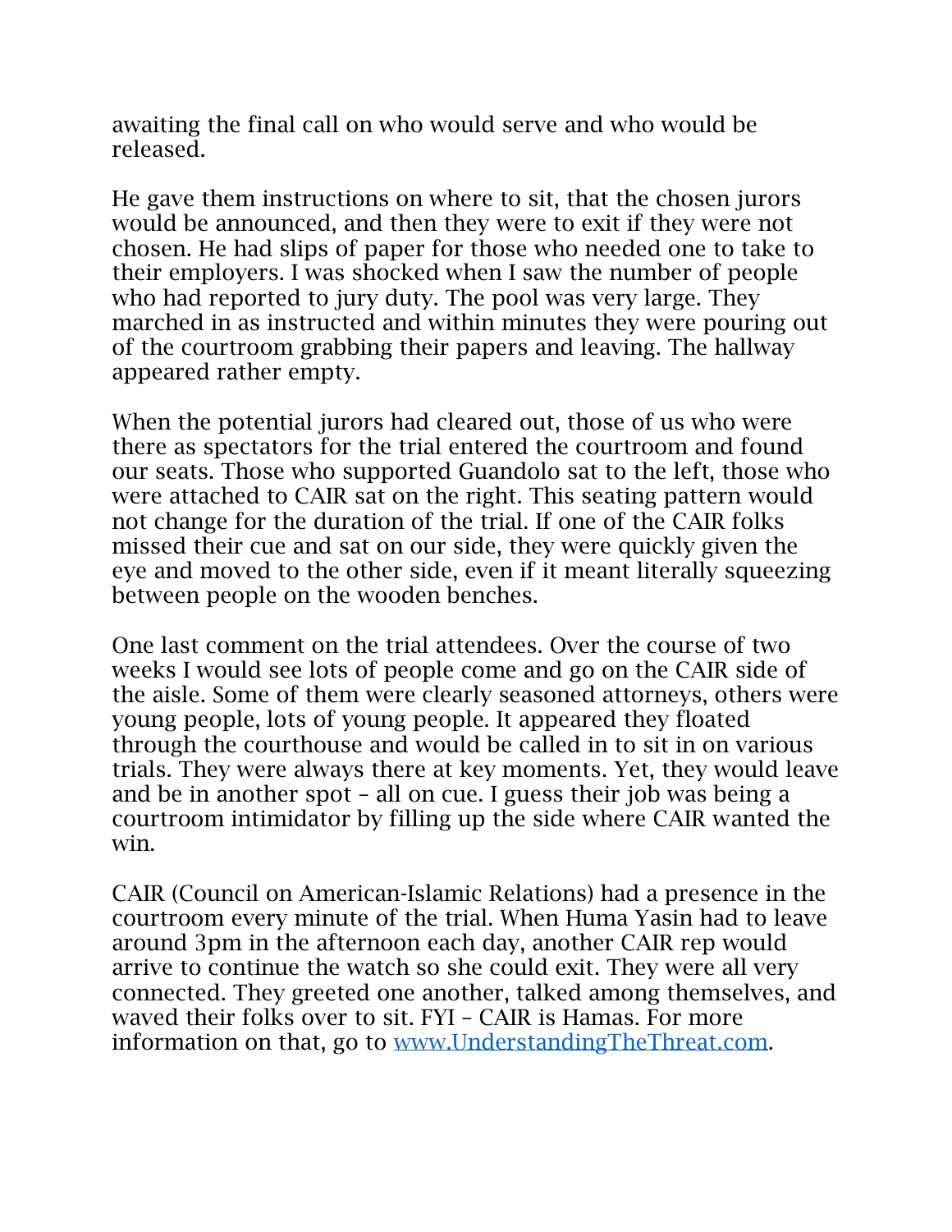awaiting the final call on who would serve and who would be released.

He gave them instructions on where to sit, that the chosen jurors would be announced, and then they were to exit if they were not chosen. He had slips of paper for those who needed one to take to their employers. I was shocked when I saw the number of people who had reported to jury duty. The pool was very large. They marched in as instructed and within minutes they were pouring out of the courtroom grabbing their papers and leaving. The hallway appeared rather empty.

When the potential jurors had cleared out, those of us who were there as spectators for the trial entered the courtroom and found our seats. Those who supported Guandolo sat to the left, those who were attached to CAIR sat on the right. This seating pattern would not change for the duration of the trial. If one of the CAIR folks missed their cue and sat on our side, they were quickly given the eye and moved to the other side, even if it meant literally squeezing between people on the wooden benches.

One last comment on the trial attendees. Over the course of two weeks I would see lots of people come and go on the CAIR side of the aisle. Some of them were clearly seasoned attorneys, others were young people, lots of young people. It appeared they floated through the courthouse and would be called in to sit in on various trials. They were always there at key moments. Yet, they would leave and be in another spot – all on cue. I guess their job was being a courtroom intimidator by filling up the side where CAIR wanted the win.

CAIR (Council on American-Islamic Relations) had a presence in the courtroom every minute of the trial. When Huma Yasin had to leave around 3pm in the afternoon each day, another CAIR rep would arrive to continue the watch so she could exit. They were all very connected. They greeted one another, talked among themselves, and waved their folks over to sit. FYI – CAIR is Hamas. For more information on that, go to [www.UnderstandingTheThreat.com](http://www.UnderstandingTheThreat.com).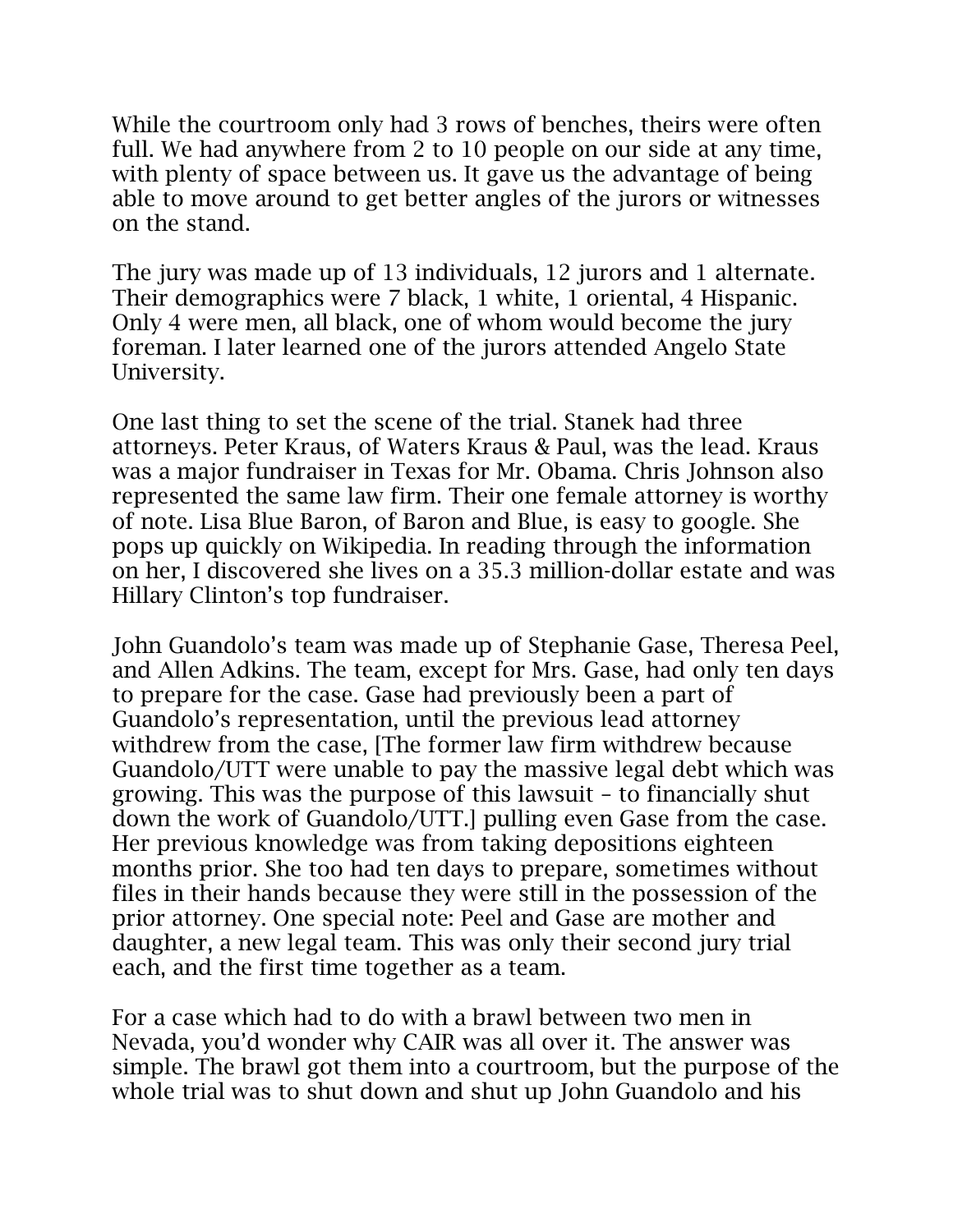While the courtroom only had 3 rows of benches, theirs were often full. We had anywhere from 2 to 10 people on our side at any time, with plenty of space between us. It gave us the advantage of being able to move around to get better angles of the jurors or witnesses on the stand.

The jury was made up of 13 individuals, 12 jurors and 1 alternate. Their demographics were 7 black, 1 white, 1 oriental, 4 Hispanic. Only 4 were men, all black, one of whom would become the jury foreman. I later learned one of the jurors attended Angelo State University.

One last thing to set the scene of the trial. Stanek had three attorneys. Peter Kraus, of Waters Kraus & Paul, was the lead. Kraus was a major fundraiser in Texas for Mr. Obama. Chris Johnson also represented the same law firm. Their one female attorney is worthy of note. Lisa Blue Baron, of Baron and Blue, is easy to google. She pops up quickly on Wikipedia. In reading through the information on her, I discovered she lives on a 35.3 million-dollar estate and was Hillary Clinton's top fundraiser.

John Guandolo's team was made up of Stephanie Gase, Theresa Peel, and Allen Adkins. The team, except for Mrs. Gase, had only ten days to prepare for the case. Gase had previously been a part of Guandolo's representation, until the previous lead attorney withdrew from the case, [The former law firm withdrew because Guandolo/UTT were unable to pay the massive legal debt which was growing. This was the purpose of this lawsuit – to financially shut down the work of Guandolo/UTT.] pulling even Gase from the case. Her previous knowledge was from taking depositions eighteen months prior. She too had ten days to prepare, sometimes without files in their hands because they were still in the possession of the prior attorney. One special note: Peel and Gase are mother and daughter, a new legal team. This was only their second jury trial each, and the first time together as a team.

For a case which had to do with a brawl between two men in Nevada, you'd wonder why CAIR was all over it. The answer was simple. The brawl got them into a courtroom, but the purpose of the whole trial was to shut down and shut up John Guandolo and his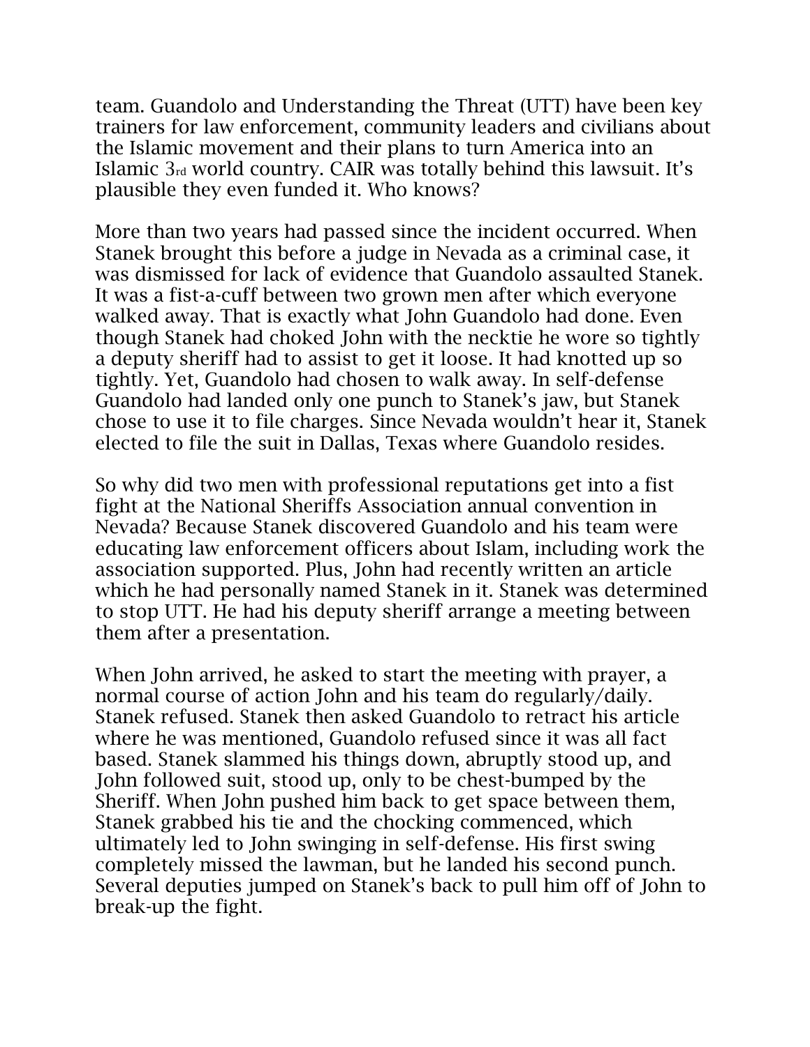team. Guandolo and Understanding the Threat (UTT) have been key trainers for law enforcement, community leaders and civilians about the Islamic movement and their plans to turn America into an Islamic 3rd world country. CAIR was totally behind this lawsuit. It's plausible they even funded it. Who knows?

More than two years had passed since the incident occurred. When Stanek brought this before a judge in Nevada as a criminal case, it was dismissed for lack of evidence that Guandolo assaulted Stanek. It was a fist-a-cuff between two grown men after which everyone walked away. That is exactly what John Guandolo had done. Even though Stanek had choked John with the necktie he wore so tightly a deputy sheriff had to assist to get it loose. It had knotted up so tightly. Yet, Guandolo had chosen to walk away. In self-defense Guandolo had landed only one punch to Stanek's jaw, but Stanek chose to use it to file charges. Since Nevada wouldn't hear it, Stanek elected to file the suit in Dallas, Texas where Guandolo resides.

So why did two men with professional reputations get into a fist fight at the National Sheriffs Association annual convention in Nevada? Because Stanek discovered Guandolo and his team were educating law enforcement officers about Islam, including work the association supported. Plus, John had recently written an article which he had personally named Stanek in it. Stanek was determined to stop UTT. He had his deputy sheriff arrange a meeting between them after a presentation.

When John arrived, he asked to start the meeting with prayer, a normal course of action John and his team do regularly/daily. Stanek refused. Stanek then asked Guandolo to retract his article where he was mentioned, Guandolo refused since it was all fact based. Stanek slammed his things down, abruptly stood up, and John followed suit, stood up, only to be chest-bumped by the Sheriff. When John pushed him back to get space between them, Stanek grabbed his tie and the chocking commenced, which ultimately led to John swinging in self-defense. His first swing completely missed the lawman, but he landed his second punch. Several deputies jumped on Stanek's back to pull him off of John to break-up the fight.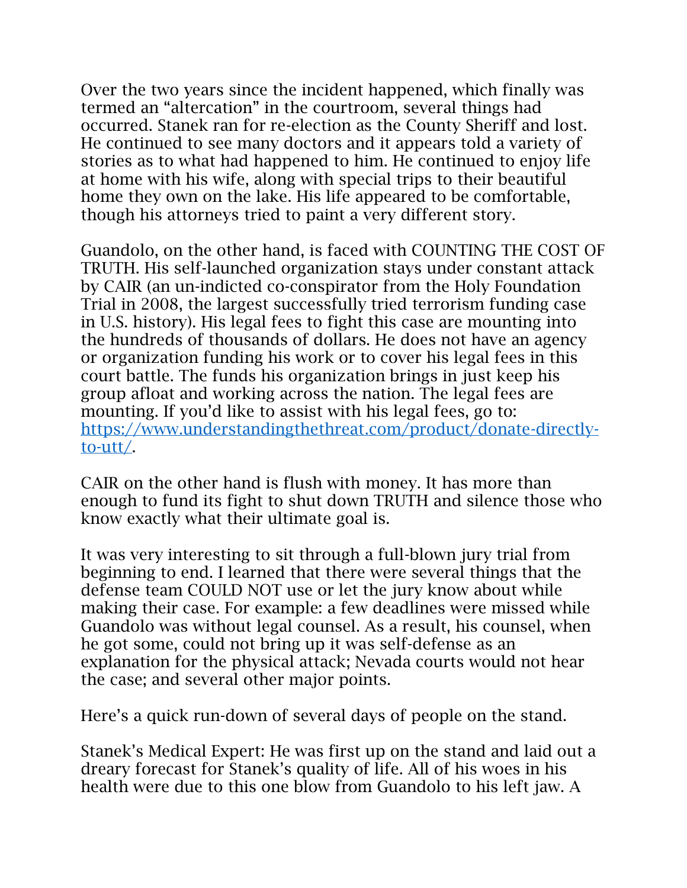Over the two years since the incident happened, which finally was termed an "altercation" in the courtroom, several things had occurred. Stanek ran for re-election as the County Sheriff and lost. He continued to see many doctors and it appears told a variety of stories as to what had happened to him. He continued to enjoy life at home with his wife, along with special trips to their beautiful home they own on the lake. His life appeared to be comfortable, though his attorneys tried to paint a very different story.

Guandolo, on the other hand, is faced with COUNTING THE COST OF TRUTH. His self-launched organization stays under constant attack by CAIR (an un-indicted co-conspirator from the Holy Foundation Trial in 2008, the largest successfully tried terrorism funding case in U.S. history). His legal fees to fight this case are mounting into the hundreds of thousands of dollars. He does not have an agency or organization funding his work or to cover his legal fees in this court battle. The funds his organization brings in just keep his group afloat and working across the nation. The legal fees are mounting. If you'd like to assist with his legal fees, go to: [https://www.understandingthethreat.com/product/donate-directly-to-utt/](https://www.understandingthethreat.com/product/donate-directly-to-utt/).

CAIR on the other hand is flush with money. It has more than enough to fund its fight to shut down TRUTH and silence those who know exactly what their ultimate goal is.

It was very interesting to sit through a full-blown jury trial from beginning to end. I learned that there were several things that the defense team COULD NOT use or let the jury know about while making their case. For example: a few deadlines were missed while Guandolo was without legal counsel. As a result, his counsel, when he got some, could not bring up it was self-defense as an explanation for the physical attack; Nevada courts would not hear the case; and several other major points.

Here's a quick run-down of several days of people on the stand.

Stanek's Medical Expert: He was first up on the stand and laid out a dreary forecast for Stanek's quality of life. All of his woes in his health were due to this one blow from Guandolo to his left jaw. A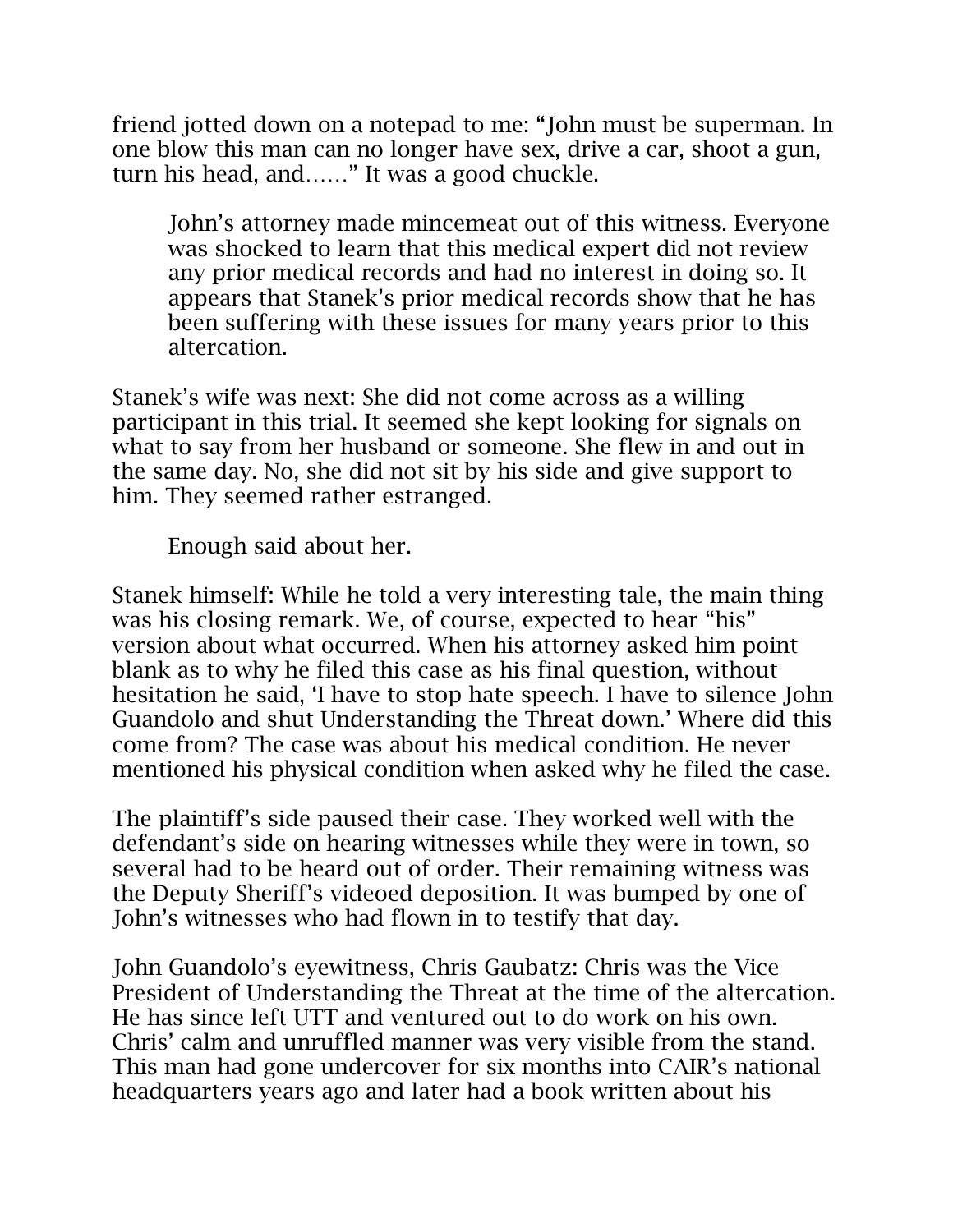friend jotted down on a notepad to me: "John must be superman. In one blow this man can no longer have sex, drive a car, shoot a gun, turn his head, and……" It was a good chuckle.

John's attorney made mincemeat out of this witness. Everyone was shocked to learn that this medical expert did not review any prior medical records and had no interest in doing so. It appears that Stanek's prior medical records show that he has been suffering with these issues for many years prior to this altercation.

Stanek's wife was next: She did not come across as a willing participant in this trial. It seemed she kept looking for signals on what to say from her husband or someone. She flew in and out in the same day. No, she did not sit by his side and give support to him. They seemed rather estranged.

Enough said about her.

Stanek himself: While he told a very interesting tale, the main thing was his closing remark. We, of course, expected to hear "his" version about what occurred. When his attorney asked him point blank as to why he filed this case as his final question, without hesitation he said, 'I have to stop hate speech. I have to silence John Guandolo and shut Understanding the Threat down.' Where did this come from? The case was about his medical condition. He never mentioned his physical condition when asked why he filed the case.

The plaintiff's side paused their case. They worked well with the defendant's side on hearing witnesses while they were in town, so several had to be heard out of order. Their remaining witness was the Deputy Sheriff's videoed deposition. It was bumped by one of John's witnesses who had flown in to testify that day.

John Guandolo's eyewitness, Chris Gaubatz: Chris was the Vice President of Understanding the Threat at the time of the altercation. He has since left UTT and ventured out to do work on his own. Chris' calm and unruffled manner was very visible from the stand. This man had gone undercover for six months into CAIR's national headquarters years ago and later had a book written about his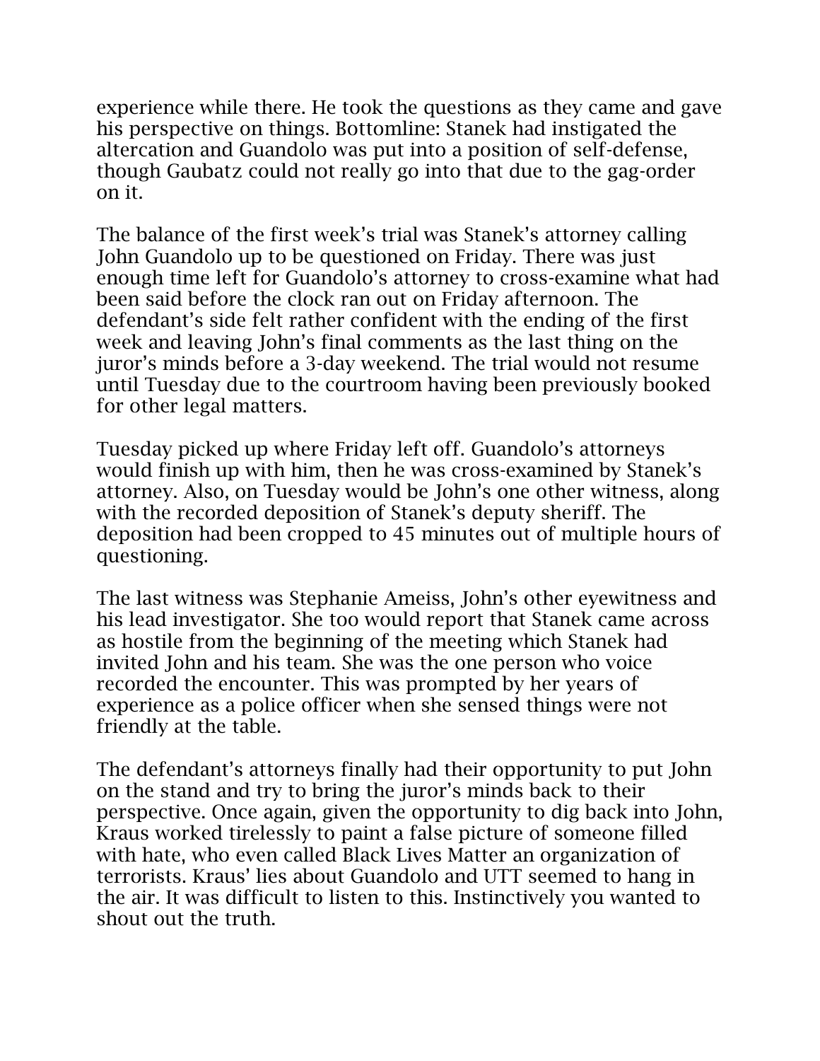experience while there. He took the questions as they came and gave his perspective on things. Bottomline: Stanek had instigated the altercation and Guandolo was put into a position of self-defense, though Gaubatz could not really go into that due to the gag-order on it.

The balance of the first week's trial was Stanek's attorney calling John Guandolo up to be questioned on Friday. There was just enough time left for Guandolo's attorney to cross-examine what had been said before the clock ran out on Friday afternoon. The defendant's side felt rather confident with the ending of the first week and leaving John's final comments as the last thing on the juror's minds before a 3-day weekend. The trial would not resume until Tuesday due to the courtroom having been previously booked for other legal matters.

Tuesday picked up where Friday left off. Guandolo's attorneys would finish up with him, then he was cross-examined by Stanek's attorney. Also, on Tuesday would be John's one other witness, along with the recorded deposition of Stanek's deputy sheriff. The deposition had been cropped to 45 minutes out of multiple hours of questioning.

The last witness was Stephanie Ameiss, John's other eyewitness and his lead investigator. She too would report that Stanek came across as hostile from the beginning of the meeting which Stanek had invited John and his team. She was the one person who voice recorded the encounter. This was prompted by her years of experience as a police officer when she sensed things were not friendly at the table.

The defendant's attorneys finally had their opportunity to put John on the stand and try to bring the juror's minds back to their perspective. Once again, given the opportunity to dig back into John, Kraus worked tirelessly to paint a false picture of someone filled with hate, who even called Black Lives Matter an organization of terrorists. Kraus' lies about Guandolo and UTT seemed to hang in the air. It was difficult to listen to this. Instinctively you wanted to shout out the truth.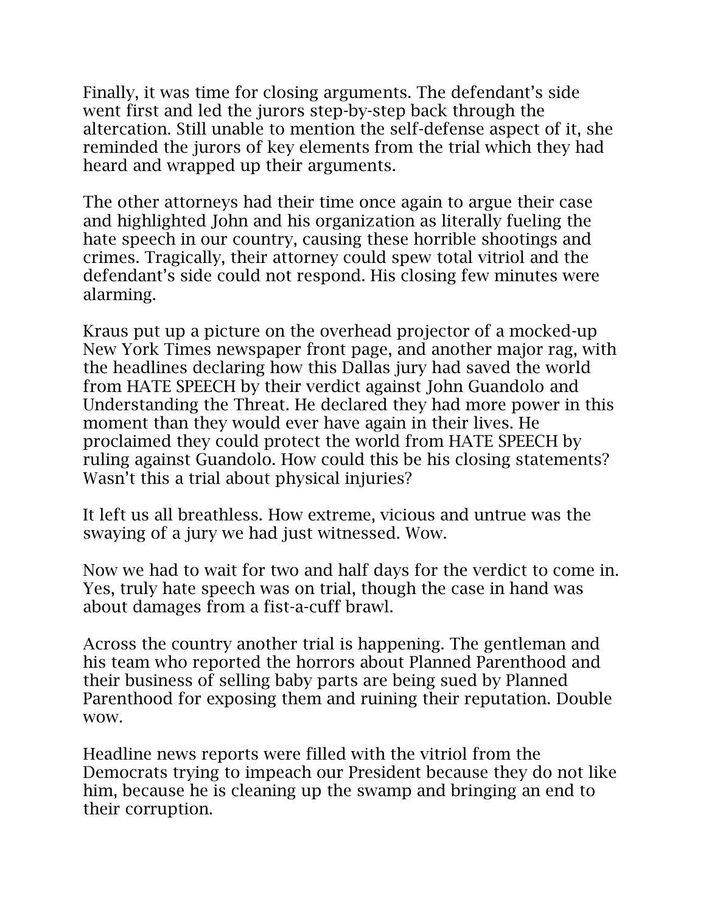Finally, it was time for closing arguments. The defendant's side went first and led the jurors step-by-step back through the altercation. Still unable to mention the self-defense aspect of it, she reminded the jurors of key elements from the trial which they had heard and wrapped up their arguments.

The other attorneys had their time once again to argue their case and highlighted John and his organization as literally fueling the hate speech in our country, causing these horrible shootings and crimes. Tragically, their attorney could spew total vitriol and the defendant's side could not respond. His closing few minutes were alarming.

Kraus put up a picture on the overhead projector of a mocked-up New York Times newspaper front page, and another major rag, with the headlines declaring how this Dallas jury had saved the world from HATE SPEECH by their verdict against John Guandolo and Understanding the Threat. He declared they had more power in this moment than they would ever have again in their lives. He proclaimed they could protect the world from HATE SPEECH by ruling against Guandolo. How could this be his closing statements? Wasn't this a trial about physical injuries?

It left us all breathless. How extreme, vicious and untrue was the swaying of a jury we had just witnessed. Wow.

Now we had to wait for two and half days for the verdict to come in. Yes, truly hate speech was on trial, though the case in hand was about damages from a fist-a-cuff brawl.

Across the country another trial is happening. The gentleman and his team who reported the horrors about Planned Parenthood and their business of selling baby parts are being sued by Planned Parenthood for exposing them and ruining their reputation. Double wow.

Headline news reports were filled with the vitriol from the Democrats trying to impeach our President because they do not like him, because he is cleaning up the swamp and bringing an end to their corruption.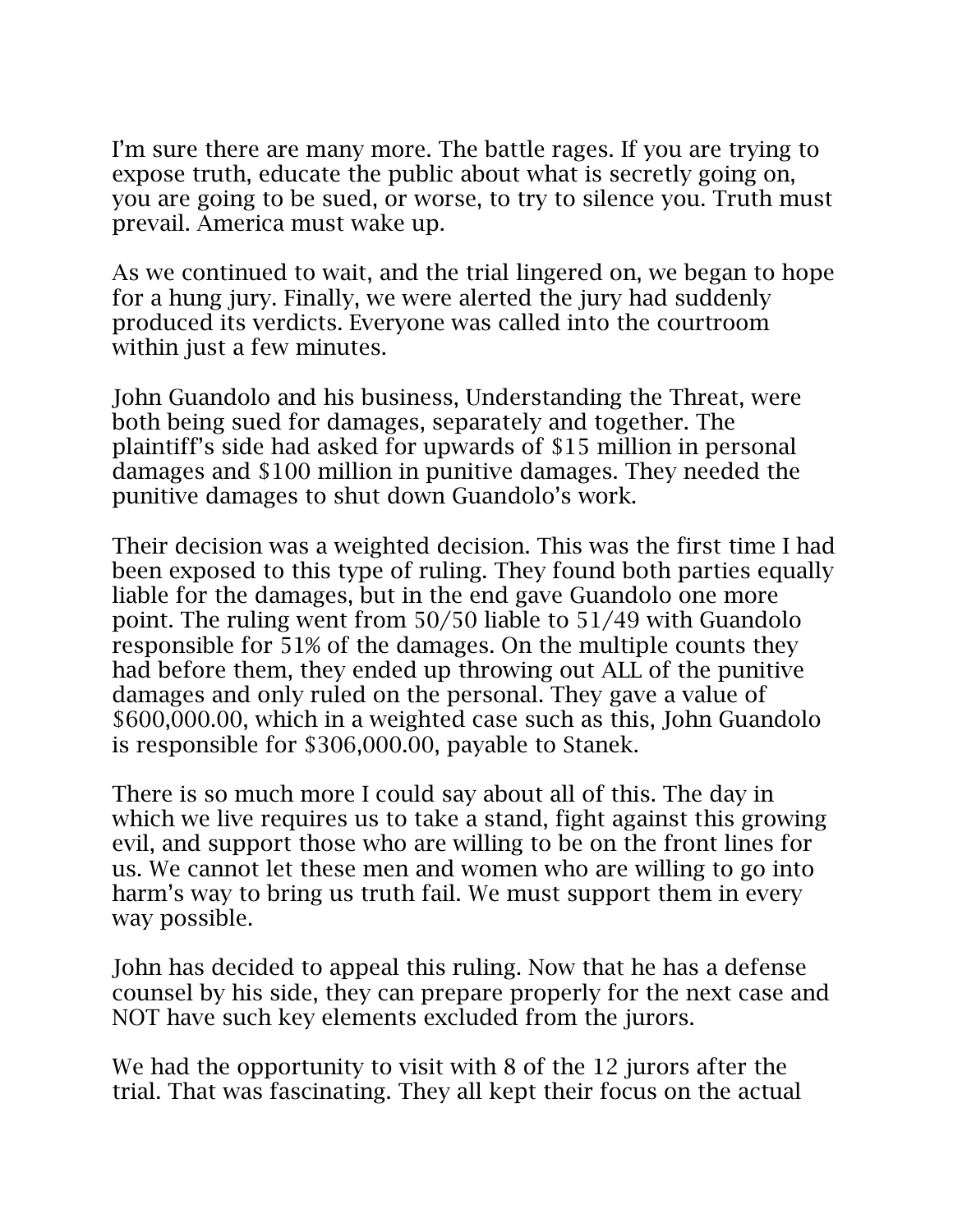I'm sure there are many more. The battle rages. If you are trying to expose truth, educate the public about what is secretly going on, you are going to be sued, or worse, to try to silence you. Truth must prevail. America must wake up.

As we continued to wait, and the trial lingered on, we began to hope for a hung jury. Finally, we were alerted the jury had suddenly produced its verdicts. Everyone was called into the courtroom within just a few minutes.

John Guandolo and his business, Understanding the Threat, were both being sued for damages, separately and together. The plaintiff's side had asked for upwards of $15 million in personal damages and $100 million in punitive damages. They needed the punitive damages to shut down Guandolo's work.

Their decision was a weighted decision. This was the first time I had been exposed to this type of ruling. They found both parties equally liable for the damages, but in the end gave Guandolo one more point. The ruling went from 50/50 liable to 51/49 with Guandolo responsible for 51% of the damages. On the multiple counts they had before them, they ended up throwing out ALL of the punitive damages and only ruled on the personal. They gave a value of $600,000.00, which in a weighted case such as this, John Guandolo is responsible for $306,000.00, payable to Stanek.

There is so much more I could say about all of this. The day in which we live requires us to take a stand, fight against this growing evil, and support those who are willing to be on the front lines for us. We cannot let these men and women who are willing to go into harm's way to bring us truth fail. We must support them in every way possible.

John has decided to appeal this ruling. Now that he has a defense counsel by his side, they can prepare properly for the next case and NOT have such key elements excluded from the jurors.

We had the opportunity to visit with 8 of the 12 jurors after the trial. That was fascinating. They all kept their focus on the actual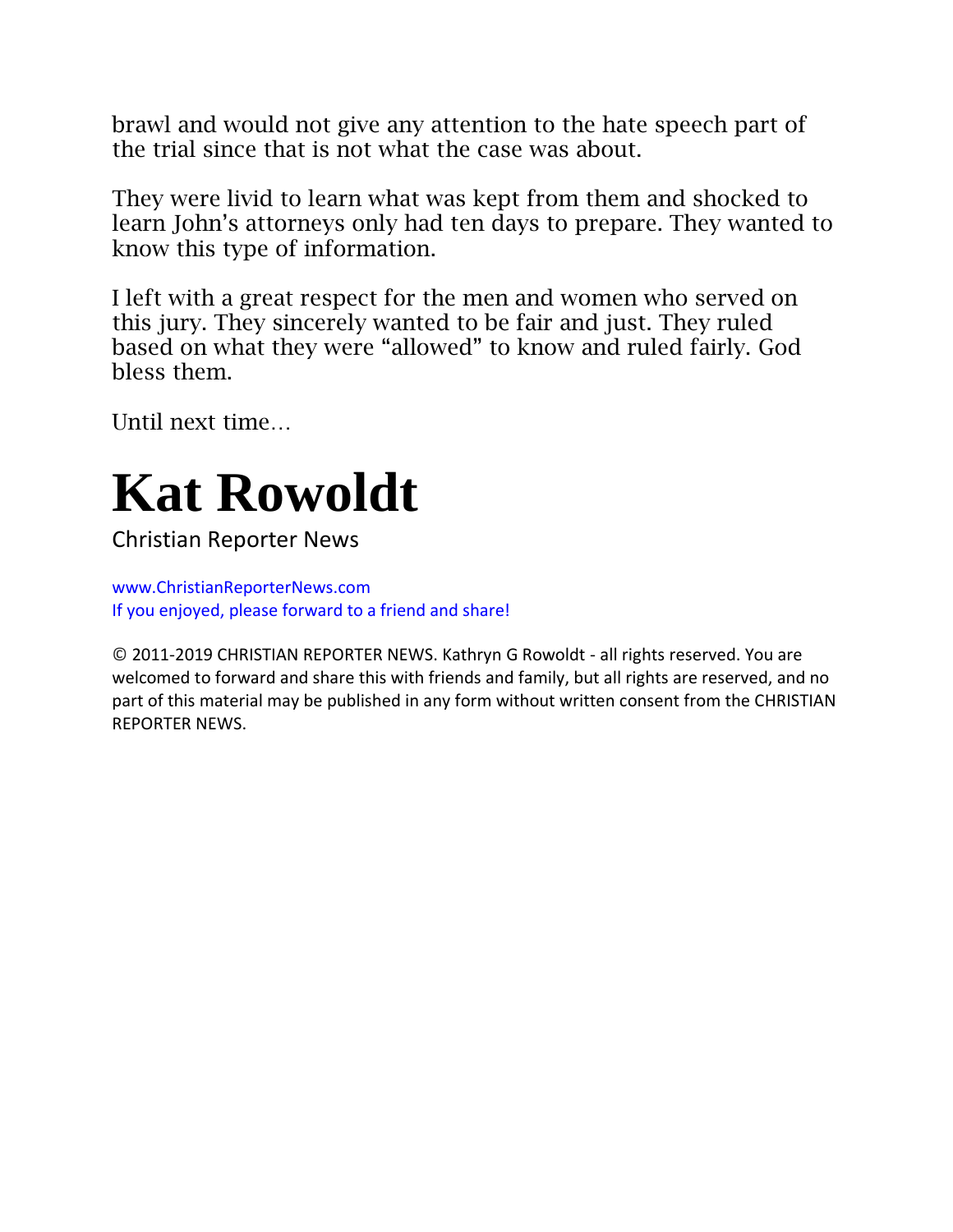brawl and would not give any attention to the hate speech part of the trial since that is not what the case was about.

They were livid to learn what was kept from them and shocked to learn John's attorneys only had ten days to prepare. They wanted to know this type of information.

I left with a great respect for the men and women who served on this jury. They sincerely wanted to be fair and just. They ruled based on what they were "allowed" to know and ruled fairly. God bless them.

Until next time…

# Kat Rowoldt

Christian Reporter News

www.ChristianReporterNews.com
If you enjoyed, please forward to a friend and share!

© 2011-2019 CHRISTIAN REPORTER NEWS. Kathryn G Rowoldt - all rights reserved. You are welcomed to forward and share this with friends and family, but all rights are reserved, and no part of this material may be published in any form without written consent from the CHRISTIAN REPORTER NEWS.